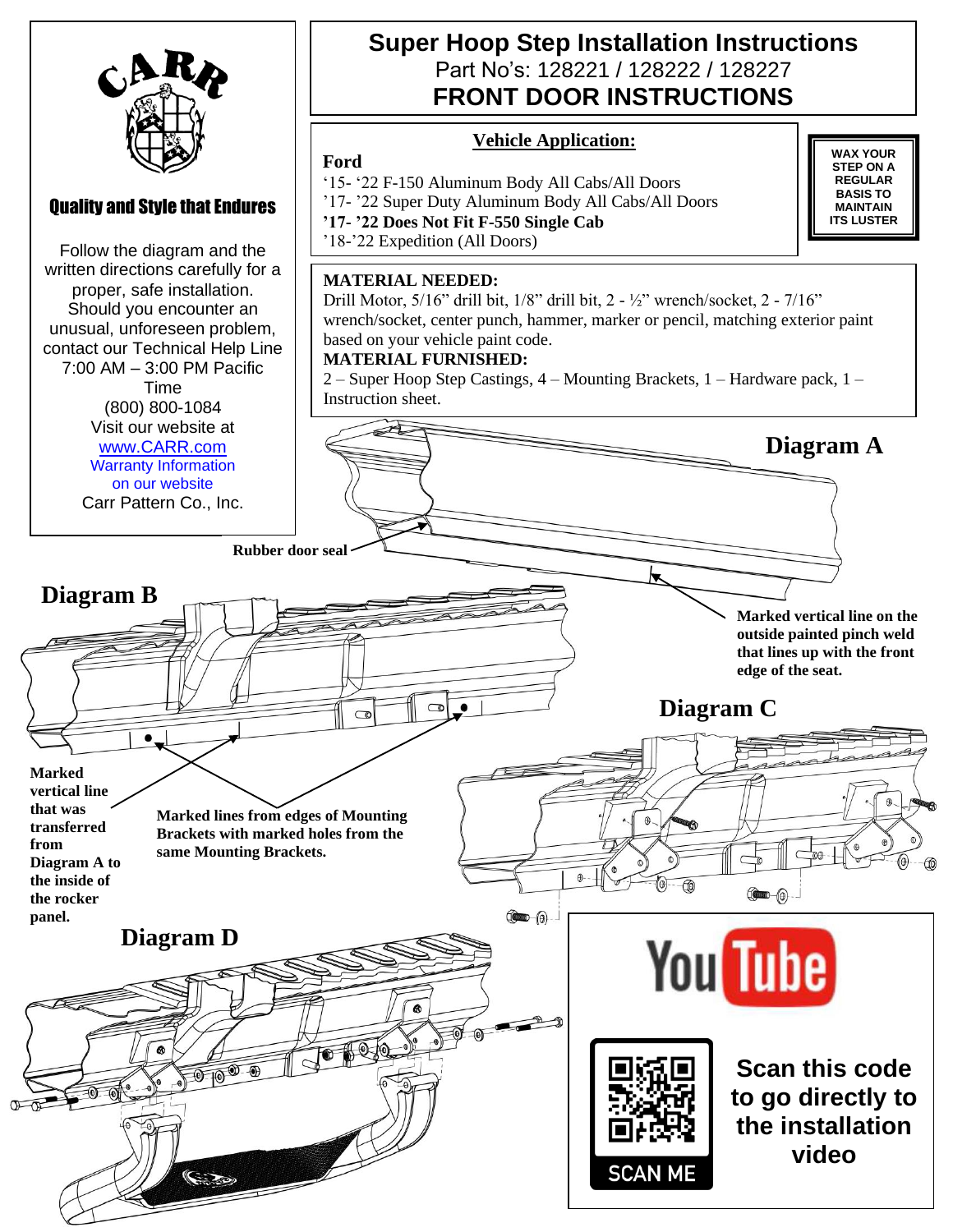# Super Hoop Step Installation Instructions

Part No's: 128221 / 128222 / 128227

## FRONT DOOR INSTRUCTIONS

CARR

**Quality and Style that Endures**

Follow the diagram and the written directions carefully for a proper, safe installation. Should you encounter an unusual, unforeseen problem, contact our Technical Help Line 7:00 AM – 3:00 PM Pacific Time
(800) 800-1084
Visit our website at
www.CARR.com
Warranty Information on our website
Carr Pattern Co., Inc.

### Vehicle Application:

**Ford**
'15- '22 F-150 Aluminum Body All Cabs/All Doors
'17- '22 Super Duty Aluminum Body All Cabs/All Doors
**'17- '22 Does Not Fit F-550 Single Cab**
'18-'22 Expedition (All Doors)

**WAX YOUR STEP ON A REGULAR BASIS TO MAINTAIN ITS LUSTER**

**MATERIAL NEEDED:**
Drill Motor, 5/16" drill bit, 1/8" drill bit, 2 - ½" wrench/socket, 2 - 7/16" wrench/socket, center punch, hammer, marker or pencil, matching exterior paint based on your vehicle paint code.

**MATERIAL FURNISHED:**
2 – Super Hoop Step Castings, 4 – Mounting Brackets, 1 – Hardware pack, 1 – Instruction sheet.

**Diagram A**

**Rubber door seal**

**Marked vertical line on the outside painted pinch weld that lines up with the front edge of the seat.**

**Diagram B**

**Marked vertical line that was transferred from Diagram A to the inside of the rocker panel.**

**Marked lines from edges of Mounting Brackets with marked holes from the same Mounting Brackets.**

**Diagram C**

**Diagram D**

You Tube

SCAN ME

**Scan this code to go directly to the installation video**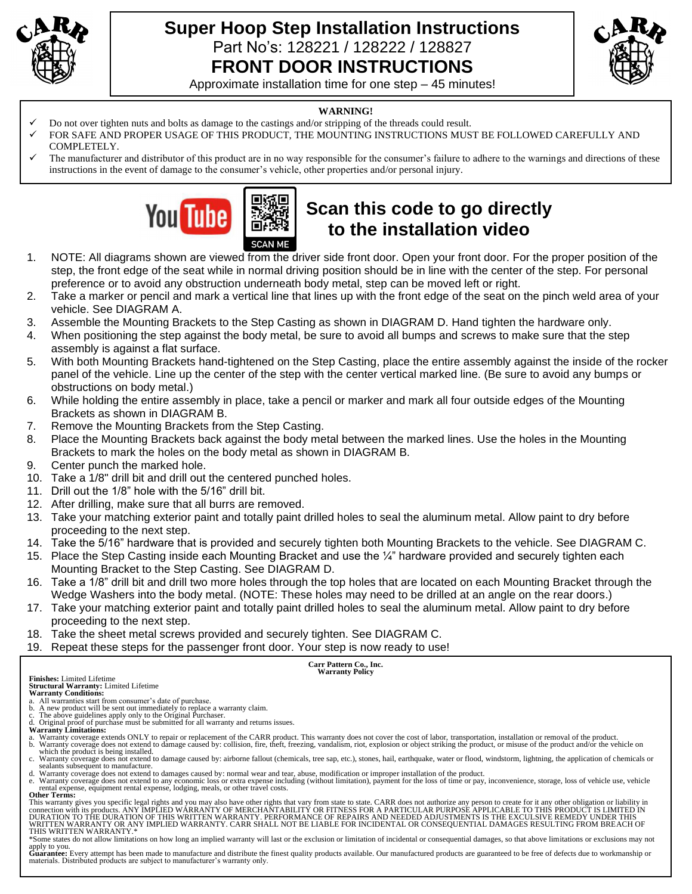# Super Hoop Step Installation Instructions

Part No's: 128221 / 128222 / 128827

## FRONT DOOR INSTRUCTIONS

Approximate installation time for one step – 45 minutes!

**WARNING!**

- ✓ Do not over tighten nuts and bolts as damage to the castings and/or stripping of the threads could result.
- ✓ FOR SAFE AND PROPER USAGE OF THIS PRODUCT, THE MOUNTING INSTRUCTIONS MUST BE FOLLOWED CAREFULLY AND COMPLETELY.
- ✓ The manufacturer and distributor of this product are in no way responsible for the consumer's failure to adhere to the warnings and directions of these instructions in the event of damage to the consumer's vehicle, other properties and/or personal injury.

SCAN ME

**Scan this code to go directly to the installation video**

1. NOTE: All diagrams shown are viewed from the driver side front door. Open your front door. For the proper position of the step, the front edge of the seat while in normal driving position should be in line with the center of the step. For personal preference or to avoid any obstruction underneath body metal, step can be moved left or right.
2. Take a marker or pencil and mark a vertical line that lines up with the front edge of the seat on the pinch weld area of your vehicle. See DIAGRAM A.
3. Assemble the Mounting Brackets to the Step Casting as shown in DIAGRAM D. Hand tighten the hardware only.
4. When positioning the step against the body metal, be sure to avoid all bumps and screws to make sure that the step assembly is against a flat surface.
5. With both Mounting Brackets hand-tightened on the Step Casting, place the entire assembly against the inside of the rocker panel of the vehicle. Line up the center of the step with the center vertical marked line. (Be sure to avoid any bumps or obstructions on body metal.)
6. While holding the entire assembly in place, take a pencil or marker and mark all four outside edges of the Mounting Brackets as shown in DIAGRAM B.
7. Remove the Mounting Brackets from the Step Casting.
8. Place the Mounting Brackets back against the body metal between the marked lines. Use the holes in the Mounting Brackets to mark the holes on the body metal as shown in DIAGRAM B.
9. Center punch the marked hole.
10. Take a 1/8" drill bit and drill out the centered punched holes.
11. Drill out the 1/8" hole with the 5/16" drill bit.
12. After drilling, make sure that all burrs are removed.
13. Take your matching exterior paint and totally paint drilled holes to seal the aluminum metal. Allow paint to dry before proceeding to the next step.
14. Take the 5/16" hardware that is provided and securely tighten both Mounting Brackets to the vehicle. See DIAGRAM C.
15. Place the Step Casting inside each Mounting Bracket and use the ¼" hardware provided and securely tighten each Mounting Bracket to the Step Casting. See DIAGRAM D.
16. Take a 1/8" drill bit and drill two more holes through the top holes that are located on each Mounting Bracket through the Wedge Washers into the body metal. (NOTE: These holes may need to be drilled at an angle on the rear doors.)
17. Take your matching exterior paint and totally paint drilled holes to seal the aluminum metal. Allow paint to dry before proceeding to the next step.
18. Take the sheet metal screws provided and securely tighten. See DIAGRAM C.
19. Repeat these steps for the passenger front door. Your step is now ready to use!

**Carr Pattern Co., Inc.**
**Warranty Policy**

**Finishes:** Limited Lifetime
**Structural Warranty:** Limited Lifetime
**Warranty Conditions:**

a. All warranties start from consumer's date of purchase.
b. A new product will be sent out immediately to replace a warranty claim.
c. The above guidelines apply only to the Original Purchaser.
d. Original proof of purchase must be submitted for all warranty and returns issues.

**Warranty Limitations:**

a. Warranty coverage extends ONLY to repair or replacement of the CARR product. This warranty does not cover the cost of labor, transportation, installation or removal of the product.
b. Warranty coverage does not extend to damage caused by: collision, fire, theft, freezing, vandalism, riot, explosion or object striking the product, or misuse of the product and/or the vehicle on which the product is being installed.
c. Warranty coverage does not extend to damage caused by: airborne fallout (chemicals, tree sap, etc.), stones, hail, earthquake, water or flood, windstorm, lightning, the application of chemicals or sealants subsequent to manufacture.
d. Warranty coverage does not extend to damages caused by: normal wear and tear, abuse, modification or improper installation of the product.
e. Warranty coverage does not extend to any economic loss or extra expense including (without limitation), payment for the loss of time or pay, inconvenience, storage, loss of vehicle use, vehicle rental expense, equipment rental expense, lodging, meals, or other travel costs.

**Other Terms:**
This warranty gives you specific legal rights and you may also have other rights that vary from state to state. CARR does not authorize any person to create for it any other obligation or liability in connection with its products. ANY IMPLIED WARRANTY OF MERCHANTABILITY OR FITNESS FOR A PARTICULAR PURPOSE APPLICABLE TO THIS PRODUCT IS LIMITED IN DURATION TO THE DURATION OF THIS WRITTEN WARRANTY. PERFORMANCE OF REPAIRS AND NEEDED ADJUSTMENTS IS THE EXCULSIVE REMEDY UNDER THIS WRITTEN WARRANTY OR ANY IMPLIED WARRANTY. CARR SHALL NOT BE LIABLE FOR INCIDENTAL OR CONSEQUENTIAL DAMAGES RESULTING FROM BREACH OF THIS WRITTEN WARRANTY.*
*Some states do not allow limitations on how long an implied warranty will last or the exclusion or limitation of incidental or consequential damages, so that above limitations or exclusions may not apply to you.
**Guarantee:** Every attempt has been made to manufacture and distribute the finest quality products available. Our manufactured products are guaranteed to be free of defects due to workmanship or materials. Distributed products are subject to manufacturer's warranty only.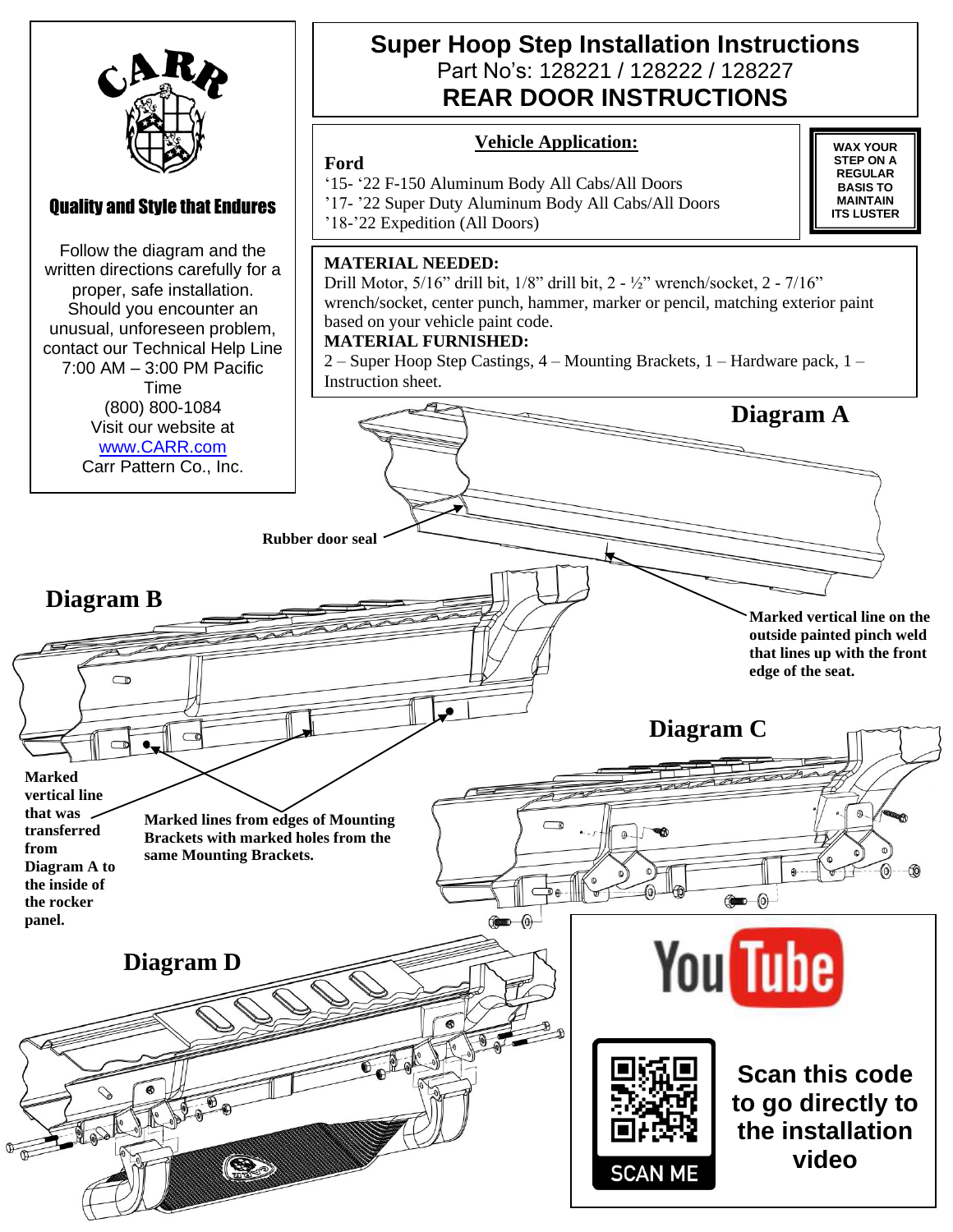# Super Hoop Step Installation Instructions

Part No's: 128221 / 128222 / 128227

## REAR DOOR INSTRUCTIONS

CARR

**Quality and Style that Endures**

Follow the diagram and the written directions carefully for a proper, safe installation. Should you encounter an unusual, unforeseen problem, contact our Technical Help Line 7:00 AM – 3:00 PM Pacific Time
(800) 800-1084
Visit our website at
www.CARR.com
Carr Pattern Co., Inc.

### Vehicle Application:

**Ford**
'15- '22 F-150 Aluminum Body All Cabs/All Doors
'17- '22 Super Duty Aluminum Body All Cabs/All Doors
'18-'22 Expedition (All Doors)

**WAX YOUR STEP ON A REGULAR BASIS TO MAINTAIN ITS LUSTER**

**MATERIAL NEEDED:**
Drill Motor, 5/16" drill bit, 1/8" drill bit, 2 - ½" wrench/socket, 2 - 7/16" wrench/socket, center punch, hammer, marker or pencil, matching exterior paint based on your vehicle paint code.

**MATERIAL FURNISHED:**
2 – Super Hoop Step Castings, 4 – Mounting Brackets, 1 – Hardware pack, 1 – Instruction sheet.

### Diagram A

**Rubber door seal**

**Marked vertical line on the outside painted pinch weld that lines up with the front edge of the seat.**

### Diagram B

**Marked vertical line that was transferred from Diagram A to the inside of the rocker panel.**

**Marked lines from edges of Mounting Brackets with marked holes from the same Mounting Brackets.**

### Diagram C

### Diagram D

**Scan this code to go directly to the installation video**

SCAN ME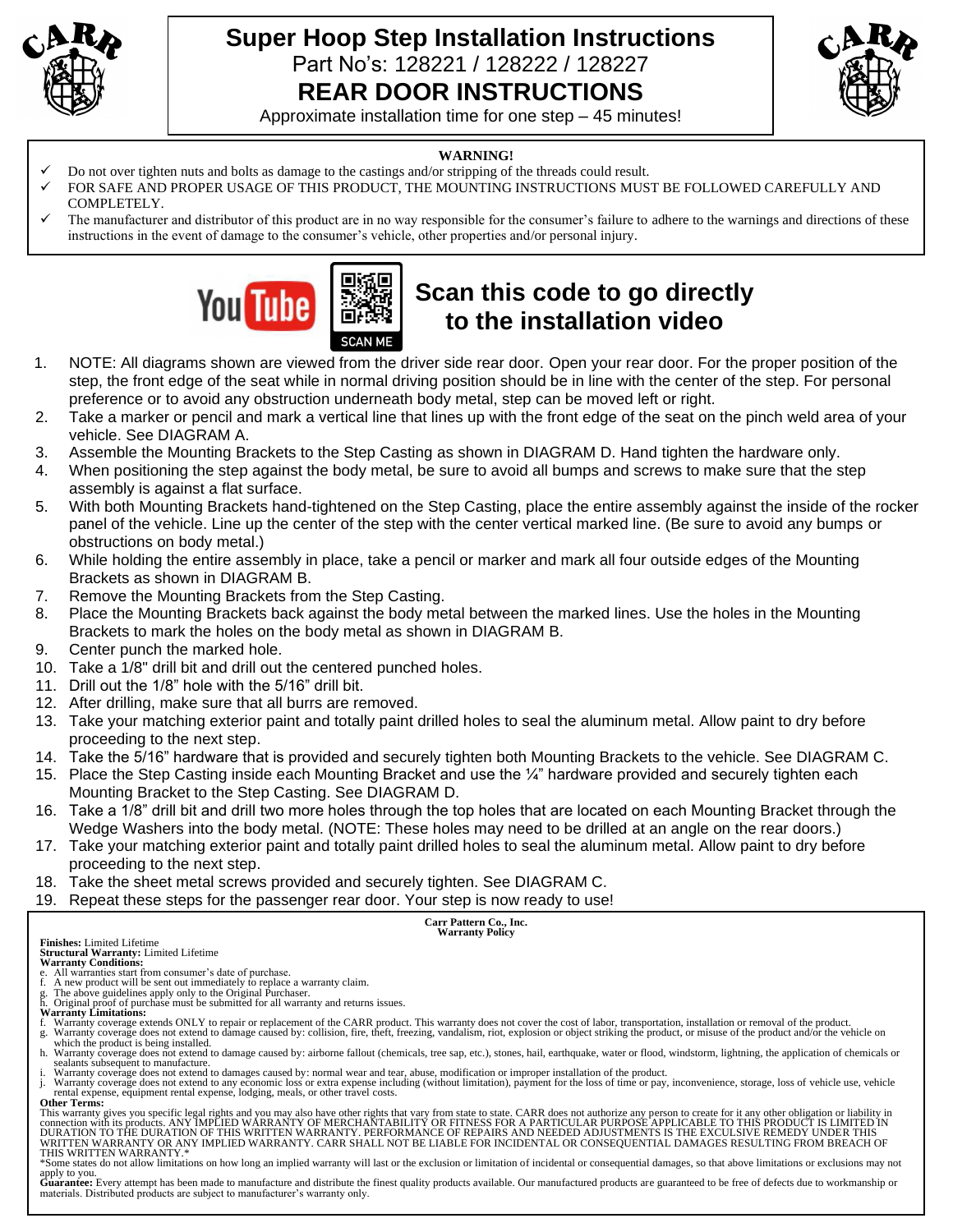# Super Hoop Step Installation Instructions

Part No's: 128221 / 128222 / 128227

## REAR DOOR INSTRUCTIONS

Approximate installation time for one step – 45 minutes!

**WARNING!**

- ✓ Do not over tighten nuts and bolts as damage to the castings and/or stripping of the threads could result.
- ✓ FOR SAFE AND PROPER USAGE OF THIS PRODUCT, THE MOUNTING INSTRUCTIONS MUST BE FOLLOWED CAREFULLY AND COMPLETELY.
- ✓ The manufacturer and distributor of this product are in no way responsible for the consumer's failure to adhere to the warnings and directions of these instructions in the event of damage to the consumer's vehicle, other properties and/or personal injury.

YouTube SCAN ME

**Scan this code to go directly to the installation video**

1. NOTE: All diagrams shown are viewed from the driver side rear door. Open your rear door. For the proper position of the step, the front edge of the seat while in normal driving position should be in line with the center of the step. For personal preference or to avoid any obstruction underneath body metal, step can be moved left or right.
2. Take a marker or pencil and mark a vertical line that lines up with the front edge of the seat on the pinch weld area of your vehicle. See DIAGRAM A.
3. Assemble the Mounting Brackets to the Step Casting as shown in DIAGRAM D. Hand tighten the hardware only.
4. When positioning the step against the body metal, be sure to avoid all bumps and screws to make sure that the step assembly is against a flat surface.
5. With both Mounting Brackets hand-tightened on the Step Casting, place the entire assembly against the inside of the rocker panel of the vehicle. Line up the center of the step with the center vertical marked line. (Be sure to avoid any bumps or obstructions on body metal.)
6. While holding the entire assembly in place, take a pencil or marker and mark all four outside edges of the Mounting Brackets as shown in DIAGRAM B.
7. Remove the Mounting Brackets from the Step Casting.
8. Place the Mounting Brackets back against the body metal between the marked lines. Use the holes in the Mounting Brackets to mark the holes on the body metal as shown in DIAGRAM B.
9. Center punch the marked hole.
10. Take a 1/8" drill bit and drill out the centered punched holes.
11. Drill out the 1/8" hole with the 5/16" drill bit.
12. After drilling, make sure that all burrs are removed.
13. Take your matching exterior paint and totally paint drilled holes to seal the aluminum metal. Allow paint to dry before proceeding to the next step.
14. Take the 5/16" hardware that is provided and securely tighten both Mounting Brackets to the vehicle. See DIAGRAM C.
15. Place the Step Casting inside each Mounting Bracket and use the ¼" hardware provided and securely tighten each Mounting Bracket to the Step Casting. See DIAGRAM D.
16. Take a 1/8" drill bit and drill two more holes through the top holes that are located on each Mounting Bracket through the Wedge Washers into the body metal. (NOTE: These holes may need to be drilled at an angle on the rear doors.)
17. Take your matching exterior paint and totally paint drilled holes to seal the aluminum metal. Allow paint to dry before proceeding to the next step.
18. Take the sheet metal screws provided and securely tighten. See DIAGRAM C.
19. Repeat these steps for the passenger rear door. Your step is now ready to use!

**Carr Pattern Co., Inc.**
**Warranty Policy**

**Finishes:** Limited Lifetime
**Structural Warranty:** Limited Lifetime
**Warranty Conditions:**

e. All warranties start from consumer's date of purchase.
f. A new product will be sent out immediately to replace a warranty claim.
g. The above guidelines apply only to the Original Purchaser.
h. Original proof of purchase must be submitted for all warranty and returns issues.

**Warranty Limitations:**

f. Warranty coverage extends ONLY to repair or replacement of the CARR product. This warranty does not cover the cost of labor, transportation, installation or removal of the product.
g. Warranty coverage does not extend to damage caused by: collision, fire, theft, freezing, vandalism, riot, explosion or object striking the product, or misuse of the product and/or the vehicle on which the product is being installed.
h. Warranty coverage does not extend to damage caused by: airborne fallout (chemicals, tree sap, etc.), stones, hail, earthquake, water or flood, windstorm, lightning, the application of chemicals or sealants subsequent to manufacture.
i. Warranty coverage does not extend to damages caused by: normal wear and tear, abuse, modification or improper installation of the product.
j. Warranty coverage does not extend to any economic loss or extra expense including (without limitation), payment for the loss of time or pay, inconvenience, storage, loss of vehicle use, vehicle rental expense, equipment rental expense, lodging, meals, or other travel costs.

**Other Terms:**

This warranty gives you specific legal rights and you may also have other rights that vary from state to state. CARR does not authorize any person to create for it any other obligation or liability in connection with its products. ANY IMPLIED WARRANTY OF MERCHANTABILITY OR FITNESS FOR A PARTICULAR PURPOSE APPLICABLE TO THIS PRODUCT IS LIMITED IN DURATION TO THE DURATION OF THIS WRITTEN WARRANTY. PERFORMANCE OF REPAIRS AND NEEDED ADJUSTMENTS IS THE EXCULSIVE REMEDY UNDER THIS WRITTEN WARRANTY OR ANY IMPLIED WARRANTY. CARR SHALL NOT BE LIABLE FOR INCIDENTAL OR CONSEQUENTIAL DAMAGES RESULTING FROM BREACH OF THIS WRITTEN WARRANTY.*

*Some states do not allow limitations on how long an implied warranty will last or the exclusion or limitation of incidental or consequential damages, so that above limitations or exclusions may not apply to you.

**Guarantee:** Every attempt has been made to manufacture and distribute the finest quality products available. Our manufactured products are guaranteed to be free of defects due to workmanship or materials. Distributed products are subject to manufacturer's warranty only.